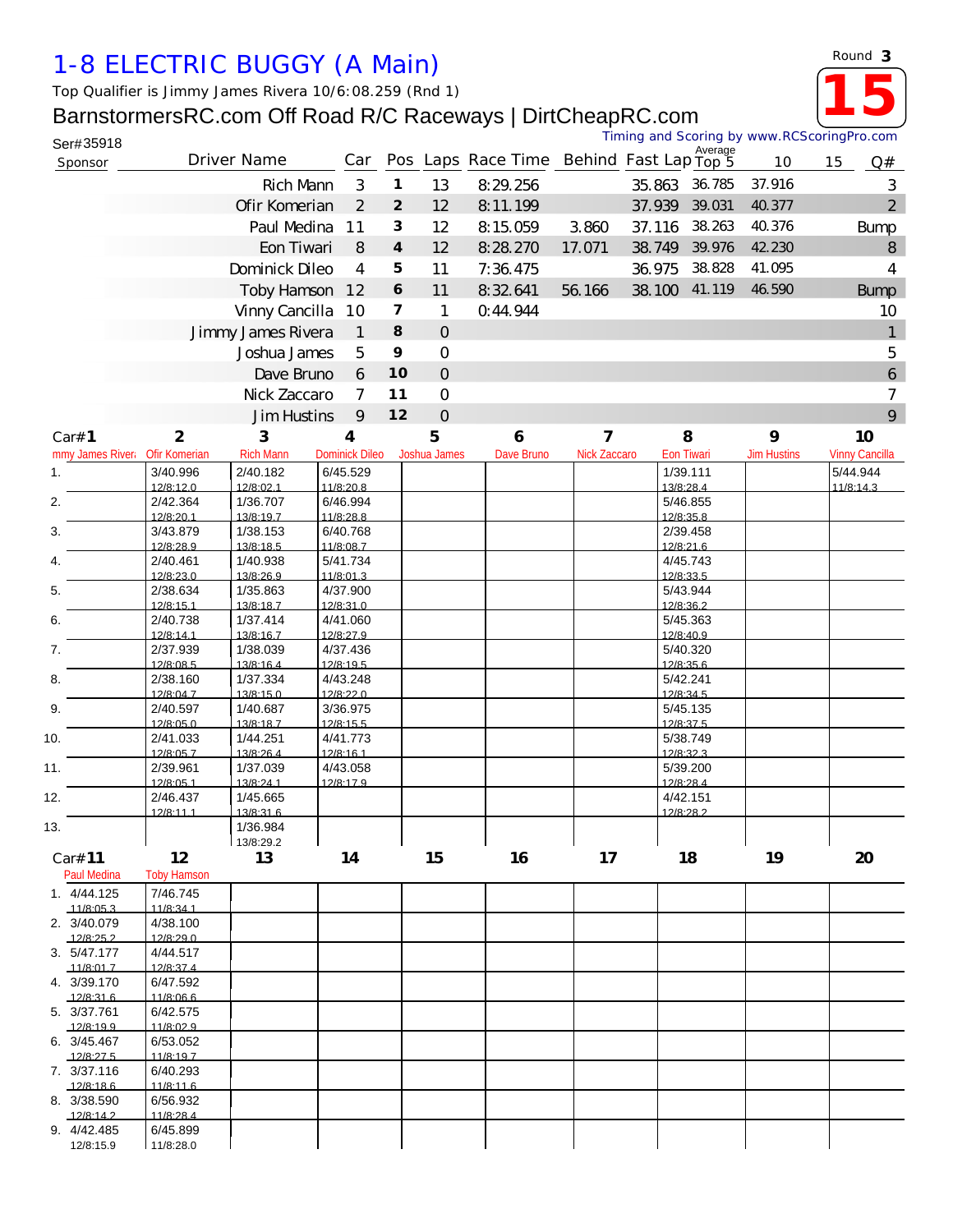# 1-8 ELECTRIC BUGGY (A Main)

Top Qualifier is Jimmy James Rivera 10/6:08.259 (Rnd 1)

BarnstormersRC.com Off Road R/C Raceways | DirtCheapRC.com

Round 3

**15**

Ser#35918

Timing and Scoring by www.RCScoringPro.com

| Sponsor | Driver Name | Car | Pos | Laps | Race Time | Behind | Fast Lap | Average Top 5 | 10 | 15 | Q# |
|---|---|---|---|---|---|---|---|---|---|---|---|
| | Rich Mann | 3 | 1 | 13 | 8:29.256 | | 35.863 | 36.785 | 37.916 | | 3 |
| | Ofir Komerian | 2 | 2 | 12 | 8:11.199 | | 37.939 | 39.031 | 40.377 | | 2 |
| | Paul Medina | 11 | 3 | 12 | 8:15.059 | 3.860 | 37.116 | 38.263 | 40.376 | | Bump |
| | Eon Tiwari | 8 | 4 | 12 | 8:28.270 | 17.071 | 38.749 | 39.976 | 42.230 | | 8 |
| | Dominick Dileo | 4 | 5 | 11 | 7:36.475 | | 36.975 | 38.828 | 41.095 | | 4 |
| | Toby Hamson | 12 | 6 | 11 | 8:32.641 | 56.166 | 38.100 | 41.119 | 46.590 | | Bump |
| | Vinny Cancilla | 10 | 7 | 1 | 0:44.944 | | | | | | 10 |
| | Jimmy James Rivera | 1 | 8 | 0 | | | | | | | 1 |
| | Joshua James | 5 | 9 | 0 | | | | | | | 5 |
| | Dave Bruno | 6 | 10 | 0 | | | | | | | 6 |
| | Nick Zaccaro | 7 | 11 | 0 | | | | | | | 7 |
| | Jim Hustins | 9 | 12 | 0 | | | | | | | 9 |

| Lap | Car#1 Jimmy James Rivera | 2 Ofir Komerian | 3 Rich Mann | 4 Dominick Dileo | 5 Joshua James | 6 Dave Bruno | 7 Nick Zaccaro | 8 Eon Tiwari | 9 Jim Hustins | 10 Vinny Cancilla |
|---|---|---|---|---|---|---|---|---|---|---|
| 1. | | 3/40.996 12/8:12.0 | 2/40.182 12/8:02.1 | 6/45.529 11/8:20.8 | | | | 1/39.111 13/8:28.4 | | 5/44.944 11/8:14.3 |
| 2. | | 2/42.364 12/8:20.1 | 1/36.707 13/8:19.7 | 6/46.994 11/8:28.8 | | | | 5/46.855 12/8:35.8 | | |
| 3. | | 3/43.879 12/8:28.9 | 1/38.153 13/8:18.5 | 6/40.768 11/8:08.7 | | | | 2/39.458 12/8:21.6 | | |
| 4. | | 2/40.461 12/8:23.0 | 1/40.938 13/8:26.9 | 5/41.734 11/8:01.3 | | | | 4/45.743 12/8:33.5 | | |
| 5. | | 2/38.634 12/8:15.1 | 1/35.863 13/8:18.7 | 4/37.900 12/8:31.0 | | | | 5/43.944 12/8:36.2 | | |
| 6. | | 2/40.738 12/8:14.1 | 1/37.414 13/8:16.7 | 4/41.060 12/8:27.9 | | | | 5/45.363 12/8:40.9 | | |
| 7. | | 2/37.939 12/8:08.5 | 1/38.039 13/8:16.4 | 4/37.436 12/8:19.5 | | | | 5/40.320 12/8:35.6 | | |
| 8. | | 2/38.160 12/8:04.7 | 1/37.334 13/8:15.0 | 4/43.248 12/8:22.0 | | | | 5/42.241 12/8:34.5 | | |
| 9. | | 2/40.597 12/8:05.0 | 1/40.687 13/8:18.7 | 3/36.975 12/8:15.5 | | | | 5/45.135 12/8:37.5 | | |
| 10. | | 2/41.033 12/8:05.7 | 1/44.251 13/8:26.4 | 4/41.773 12/8:16.1 | | | | 5/38.749 12/8:32.3 | | |
| 11. | | 2/39.961 12/8:05.1 | 1/37.039 13/8:24.1 | 4/43.058 12/8:17.9 | | | | 5/39.200 12/8:28.4 | | |
| 12. | | 2/46.437 12/8:11.1 | 1/45.665 13/8:31.6 | | | | | 4/42.151 12/8:28.2 | | |
| 13. | | | 1/36.984 13/8:29.2 | | | | | | | |

| Lap | Car#11 Paul Medina | 12 Toby Hamson | 13 | 14 | 15 | 16 | 17 | 18 | 19 | 20 |
|---|---|---|---|---|---|---|---|---|---|---|
| 1. | 4/44.125 11/8:05.3 | 7/46.745 11/8:34.1 | | | | | | | | |
| 2. | 3/40.079 12/8:25.2 | 4/38.100 12/8:29.0 | | | | | | | | |
| 3. | 5/47.177 11/8:01.7 | 4/44.517 12/8:37.4 | | | | | | | | |
| 4. | 3/39.170 12/8:31.6 | 6/47.592 11/8:06.6 | | | | | | | | |
| 5. | 3/37.761 12/8:19.9 | 6/42.575 11/8:02.9 | | | | | | | | |
| 6. | 3/45.467 12/8:27.5 | 6/53.052 11/8:19.7 | | | | | | | | |
| 7. | 3/37.116 12/8:18.6 | 6/40.293 11/8:11.6 | | | | | | | | |
| 8. | 3/38.590 12/8:14.2 | 6/56.932 11/8:28.4 | | | | | | | | |
| 9. | 4/42.485 12/8:15.9 | 6/45.899 11/8:28.0 | | | | | | | | |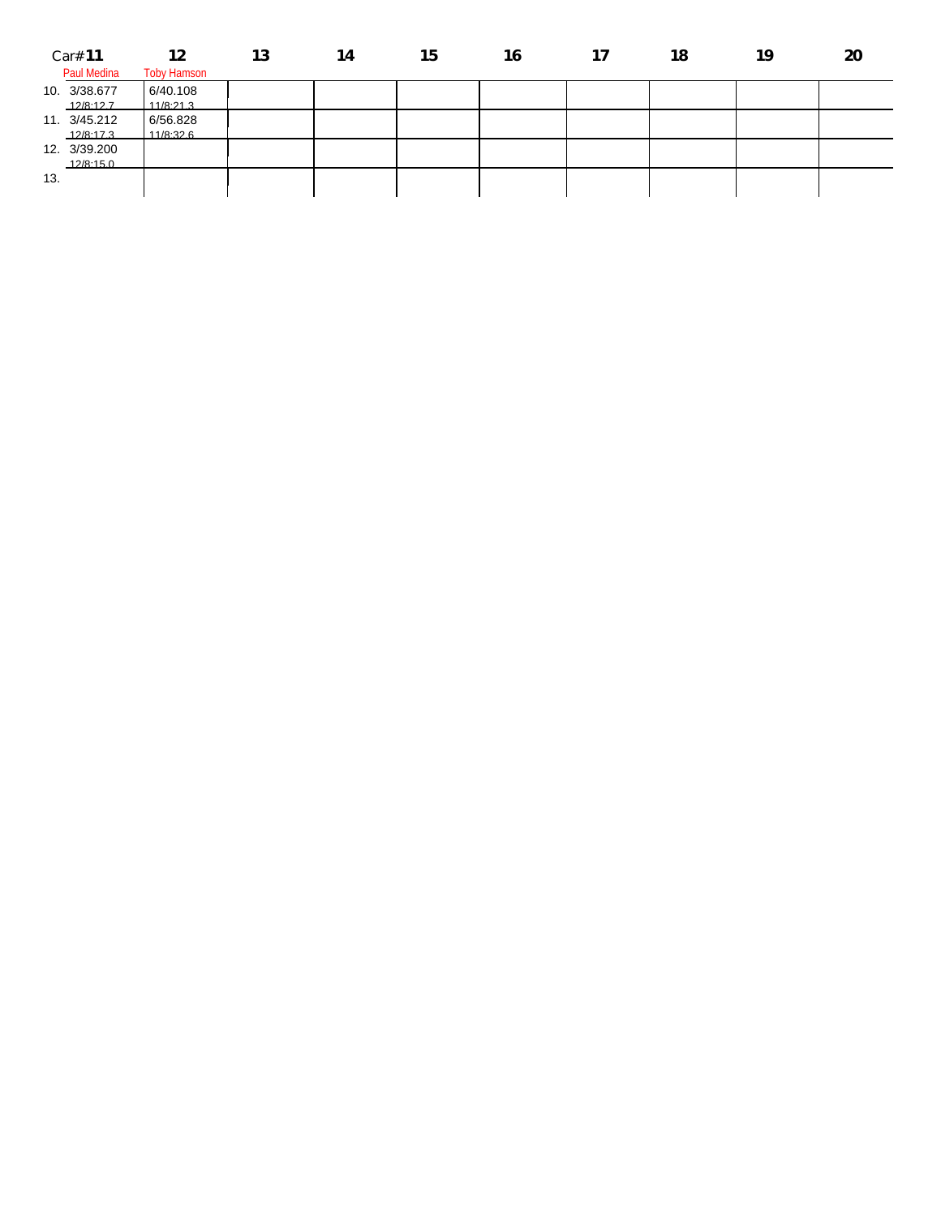| Car# | 11 | 12 | 13 | 14 | 15 | 16 | 17 | 18 | 19 | 20 |
|---|---|---|---|---|---|---|---|---|---|---|
| | Paul Medina | Toby Hamson | | | | | | | | |
| 10. | 3/38.677<br>12/8:12.7 | 6/40.108<br>11/8:21.3 | | | | | | | | |
| 11. | 3/45.212<br>12/8:17.3 | 6/56.828<br>11/8:32.6 | | | | | | | | |
| 12. | 3/39.200<br>12/8:15.0 | | | | | | | | | |
| 13. | | | | | | | | | | |